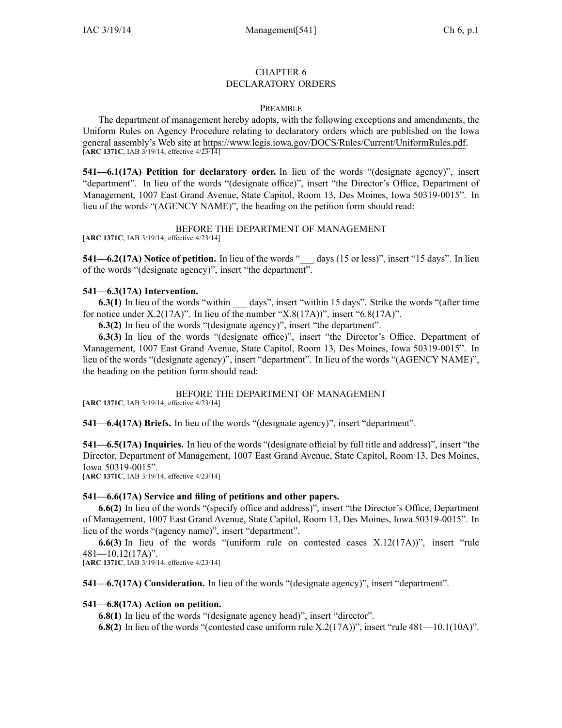# CHAPTER 6
# DECLARATORY ORDERS

PREAMBLE

The department of management hereby adopts, with the following exceptions and amendments, the Uniform Rules on Agency Procedure relating to declaratory orders which are published on the Iowa general assembly's Web site at https://www.legis.iowa.gov/DOCS/Rules/Current/UniformRules.pdf.
[**ARC 1371C**, IAB 3/19/14, effective 4/23/14]

**541—6.1(17A) Petition for declaratory order.** In lieu of the words "(designate agency)", insert "department". In lieu of the words "(designate office)", insert "the Director's Office, Department of Management, 1007 East Grand Avenue, State Capitol, Room 13, Des Moines, Iowa 50319-0015". In lieu of the words "(AGENCY NAME)", the heading on the petition form should read:

BEFORE THE DEPARTMENT OF MANAGEMENT
[**ARC 1371C**, IAB 3/19/14, effective 4/23/14]

**541—6.2(17A) Notice of petition.** In lieu of the words "___ days (15 or less)", insert "15 days". In lieu of the words "(designate agency)", insert "the department".

**541—6.3(17A) Intervention.**

**6.3(1)** In lieu of the words "within ___ days", insert "within 15 days". Strike the words "(after time for notice under X.2(17A)". In lieu of the number "X.8(17A))", insert "6.8(17A)".

**6.3(2)** In lieu of the words "(designate agency)", insert "the department".

**6.3(3)** In lieu of the words "(designate office)", insert "the Director's Office, Department of Management, 1007 East Grand Avenue, State Capitol, Room 13, Des Moines, Iowa 50319-0015". In lieu of the words "(designate agency)", insert "department". In lieu of the words "(AGENCY NAME)", the heading on the petition form should read:

BEFORE THE DEPARTMENT OF MANAGEMENT
[**ARC 1371C**, IAB 3/19/14, effective 4/23/14]

**541—6.4(17A) Briefs.** In lieu of the words "(designate agency)", insert "department".

**541—6.5(17A) Inquiries.** In lieu of the words "(designate official by full title and address)", insert "the Director, Department of Management, 1007 East Grand Avenue, State Capitol, Room 13, Des Moines, Iowa 50319-0015".
[**ARC 1371C**, IAB 3/19/14, effective 4/23/14]

**541—6.6(17A) Service and filing of petitions and other papers.**

**6.6(2)** In lieu of the words "(specify office and address)", insert "the Director's Office, Department of Management, 1007 East Grand Avenue, State Capitol, Room 13, Des Moines, Iowa 50319-0015". In lieu of the words "(agency name)", insert "department".

**6.6(3)** In lieu of the words "(uniform rule on contested cases X.12(17A))", insert "rule 481—10.12(17A)".
[**ARC 1371C**, IAB 3/19/14, effective 4/23/14]

**541—6.7(17A) Consideration.** In lieu of the words "(designate agency)", insert "department".

**541—6.8(17A) Action on petition.**

**6.8(1)** In lieu of the words "(designate agency head)", insert "director".

**6.8(2)** In lieu of the words "(contested case uniform rule X.2(17A))", insert "rule 481—10.1(10A)".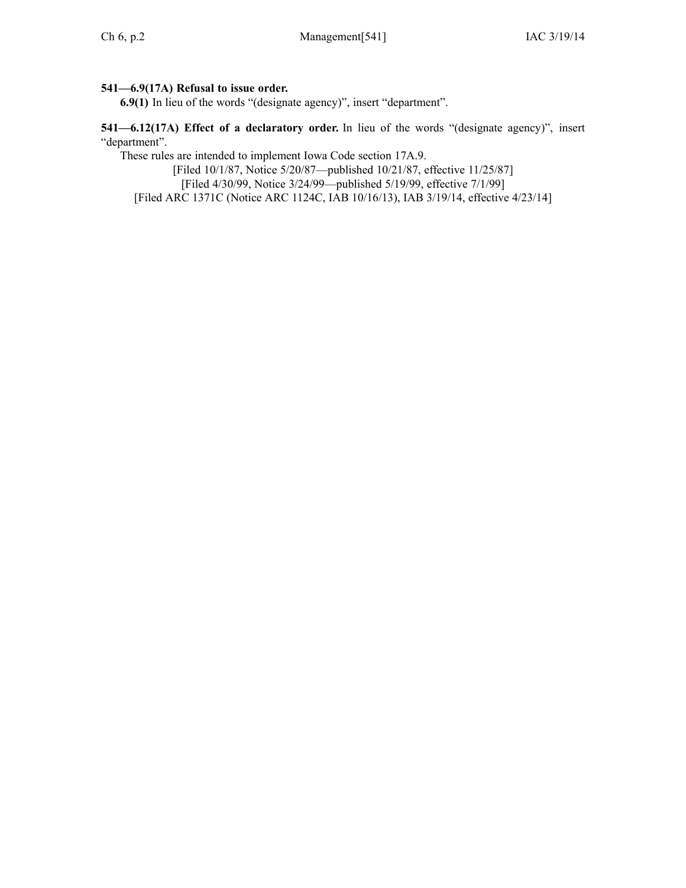**541—6.9(17A) Refusal to issue order.**

**6.9(1)** In lieu of the words "(designate agency)", insert "department".

**541—6.12(17A) Effect of a declaratory order.** In lieu of the words "(designate agency)", insert "department".

These rules are intended to implement Iowa Code section 17A.9.

[Filed 10/1/87, Notice 5/20/87—published 10/21/87, effective 11/25/87]
[Filed 4/30/99, Notice 3/24/99—published 5/19/99, effective 7/1/99]
[Filed ARC 1371C (Notice ARC 1124C, IAB 10/16/13), IAB 3/19/14, effective 4/23/14]